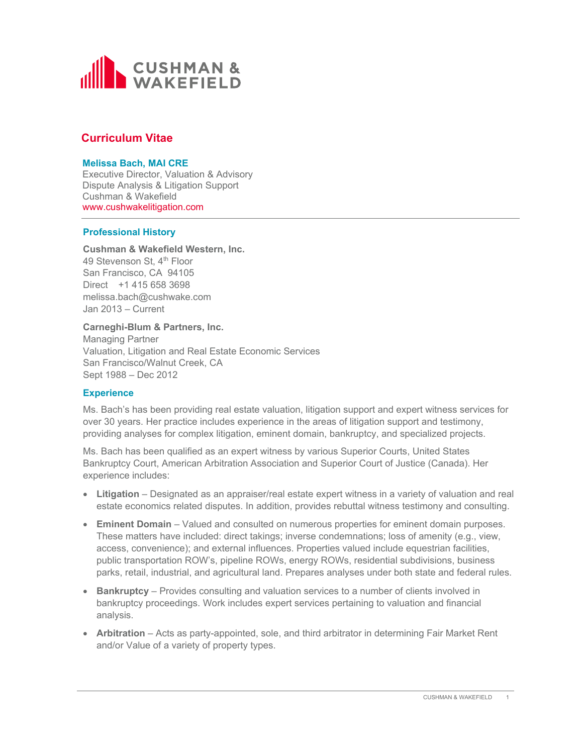CUSHMAN & WAKEFIELD

# Curriculum Vitae

**Melissa Bach, MAI CRE**
Executive Director, Valuation & Advisory
Dispute Analysis & Litigation Support
Cushman & Wakefield
www.cushwakelitigation.com

## Professional History

**Cushman & Wakefield Western, Inc.**
49 Stevenson St, 4th Floor
San Francisco, CA 94105
Direct +1 415 658 3698
melissa.bach@cushwake.com
Jan 2013 – Current

**Carneghi-Blum & Partners, Inc.**
Managing Partner
Valuation, Litigation and Real Estate Economic Services
San Francisco/Walnut Creek, CA
Sept 1988 – Dec 2012

## Experience

Ms. Bach's has been providing real estate valuation, litigation support and expert witness services for over 30 years. Her practice includes experience in the areas of litigation support and testimony, providing analyses for complex litigation, eminent domain, bankruptcy, and specialized projects.

Ms. Bach has been qualified as an expert witness by various Superior Courts, United States Bankruptcy Court, American Arbitration Association and Superior Court of Justice (Canada). Her experience includes:

- **Litigation** – Designated as an appraiser/real estate expert witness in a variety of valuation and real estate economics related disputes. In addition, provides rebuttal witness testimony and consulting.
- **Eminent Domain** – Valued and consulted on numerous properties for eminent domain purposes. These matters have included: direct takings; inverse condemnations; loss of amenity (e.g., view, access, convenience); and external influences. Properties valued include equestrian facilities, public transportation ROW's, pipeline ROWs, energy ROWs, residential subdivisions, business parks, retail, industrial, and agricultural land. Prepares analyses under both state and federal rules.
- **Bankruptcy** – Provides consulting and valuation services to a number of clients involved in bankruptcy proceedings. Work includes expert services pertaining to valuation and financial analysis.
- **Arbitration** – Acts as party-appointed, sole, and third arbitrator in determining Fair Market Rent and/or Value of a variety of property types.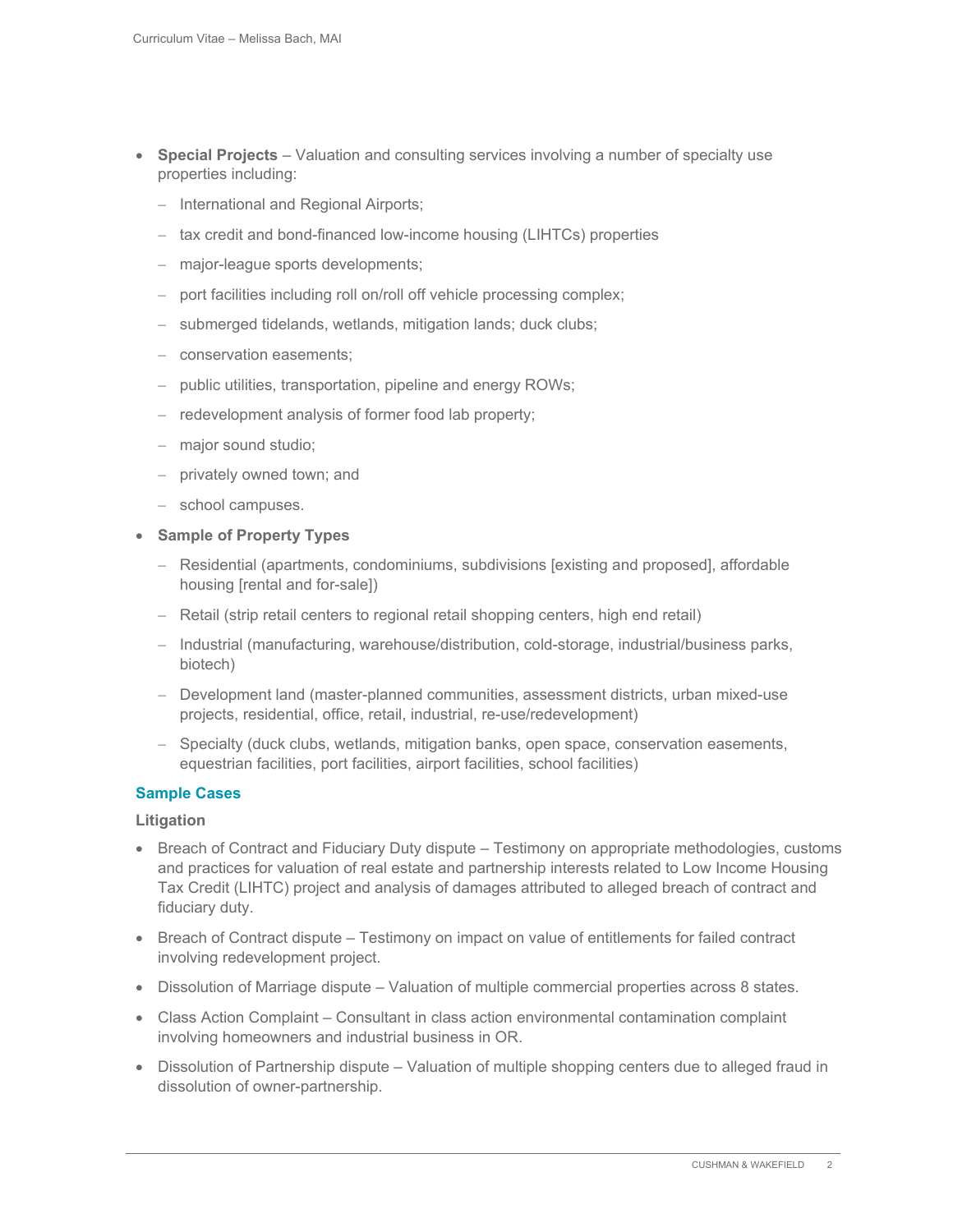- **Special Projects** – Valuation and consulting services involving a number of specialty use properties including:
  - International and Regional Airports;
  - tax credit and bond-financed low-income housing (LIHTCs) properties
  - major-league sports developments;
  - port facilities including roll on/roll off vehicle processing complex;
  - submerged tidelands, wetlands, mitigation lands; duck clubs;
  - conservation easements;
  - public utilities, transportation, pipeline and energy ROWs;
  - redevelopment analysis of former food lab property;
  - major sound studio;
  - privately owned town; and
  - school campuses.
- **Sample of Property Types**
  - Residential (apartments, condominiums, subdivisions [existing and proposed], affordable housing [rental and for-sale])
  - Retail (strip retail centers to regional retail shopping centers, high end retail)
  - Industrial (manufacturing, warehouse/distribution, cold-storage, industrial/business parks, biotech)
  - Development land (master-planned communities, assessment districts, urban mixed-use projects, residential, office, retail, industrial, re-use/redevelopment)
  - Specialty (duck clubs, wetlands, mitigation banks, open space, conservation easements, equestrian facilities, port facilities, airport facilities, school facilities)

## Sample Cases

### Litigation

- Breach of Contract and Fiduciary Duty dispute – Testimony on appropriate methodologies, customs and practices for valuation of real estate and partnership interests related to Low Income Housing Tax Credit (LIHTC) project and analysis of damages attributed to alleged breach of contract and fiduciary duty.
- Breach of Contract dispute – Testimony on impact on value of entitlements for failed contract involving redevelopment project.
- Dissolution of Marriage dispute – Valuation of multiple commercial properties across 8 states.
- Class Action Complaint – Consultant in class action environmental contamination complaint involving homeowners and industrial business in OR.
- Dissolution of Partnership dispute – Valuation of multiple shopping centers due to alleged fraud in dissolution of owner-partnership.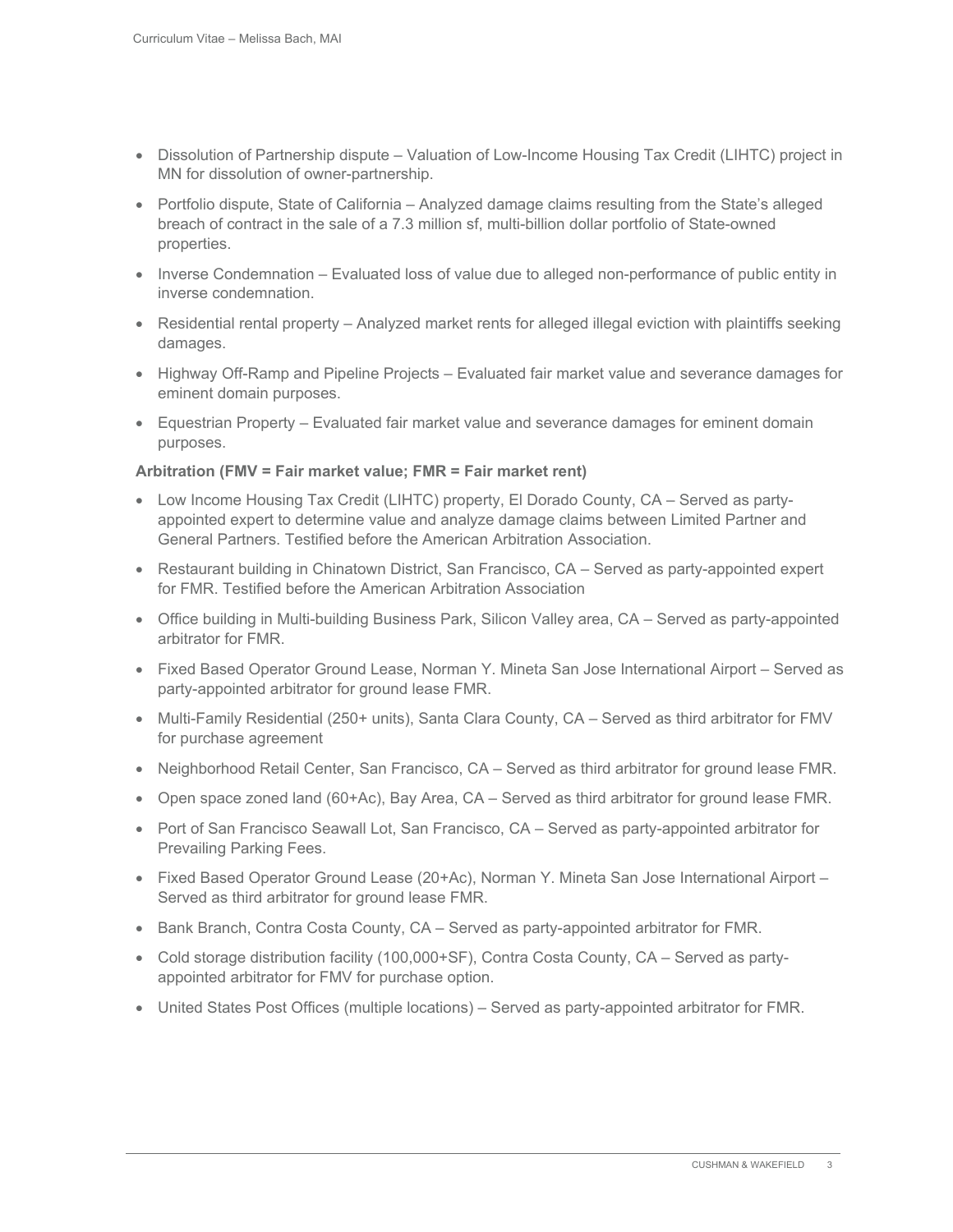- Dissolution of Partnership dispute – Valuation of Low-Income Housing Tax Credit (LIHTC) project in MN for dissolution of owner-partnership.
- Portfolio dispute, State of California – Analyzed damage claims resulting from the State's alleged breach of contract in the sale of a 7.3 million sf, multi-billion dollar portfolio of State-owned properties.
- Inverse Condemnation – Evaluated loss of value due to alleged non-performance of public entity in inverse condemnation.
- Residential rental property – Analyzed market rents for alleged illegal eviction with plaintiffs seeking damages.
- Highway Off-Ramp and Pipeline Projects – Evaluated fair market value and severance damages for eminent domain purposes.
- Equestrian Property – Evaluated fair market value and severance damages for eminent domain purposes.

**Arbitration (FMV = Fair market value; FMR = Fair market rent)**

- Low Income Housing Tax Credit (LIHTC) property, El Dorado County, CA – Served as party-appointed expert to determine value and analyze damage claims between Limited Partner and General Partners. Testified before the American Arbitration Association.
- Restaurant building in Chinatown District, San Francisco, CA – Served as party-appointed expert for FMR. Testified before the American Arbitration Association
- Office building in Multi-building Business Park, Silicon Valley area, CA – Served as party-appointed arbitrator for FMR.
- Fixed Based Operator Ground Lease, Norman Y. Mineta San Jose International Airport – Served as party-appointed arbitrator for ground lease FMR.
- Multi-Family Residential (250+ units), Santa Clara County, CA – Served as third arbitrator for FMV for purchase agreement
- Neighborhood Retail Center, San Francisco, CA – Served as third arbitrator for ground lease FMR.
- Open space zoned land (60+Ac), Bay Area, CA – Served as third arbitrator for ground lease FMR.
- Port of San Francisco Seawall Lot, San Francisco, CA – Served as party-appointed arbitrator for Prevailing Parking Fees.
- Fixed Based Operator Ground Lease (20+Ac), Norman Y. Mineta San Jose International Airport – Served as third arbitrator for ground lease FMR.
- Bank Branch, Contra Costa County, CA – Served as party-appointed arbitrator for FMR.
- Cold storage distribution facility (100,000+SF), Contra Costa County, CA – Served as party-appointed arbitrator for FMV for purchase option.
- United States Post Offices (multiple locations) – Served as party-appointed arbitrator for FMR.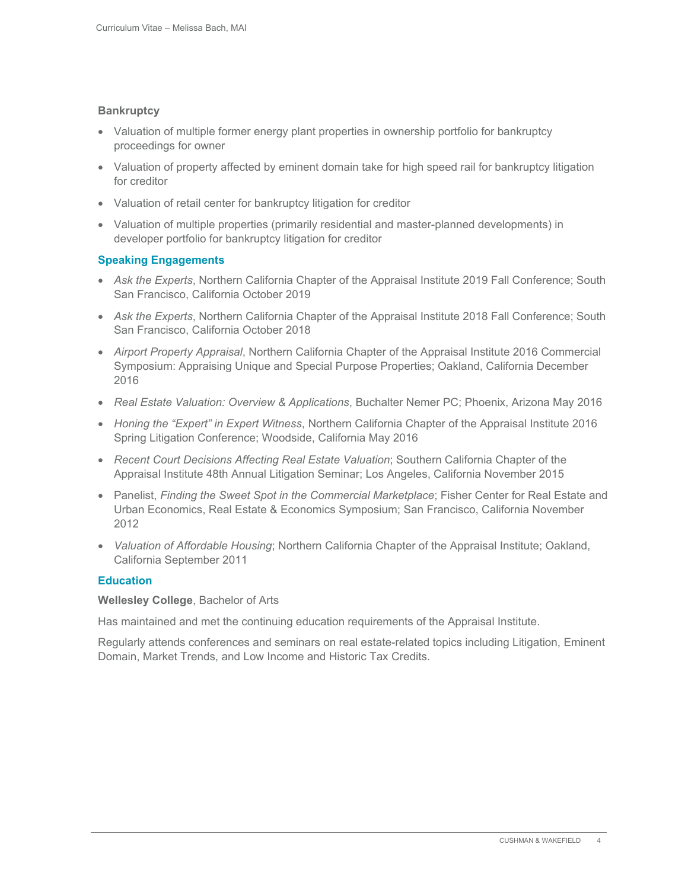**Bankruptcy**

- Valuation of multiple former energy plant properties in ownership portfolio for bankruptcy proceedings for owner
- Valuation of property affected by eminent domain take for high speed rail for bankruptcy litigation for creditor
- Valuation of retail center for bankruptcy litigation for creditor
- Valuation of multiple properties (primarily residential and master-planned developments) in developer portfolio for bankruptcy litigation for creditor

## Speaking Engagements

- *Ask the Experts*, Northern California Chapter of the Appraisal Institute 2019 Fall Conference; South San Francisco, California October 2019
- *Ask the Experts*, Northern California Chapter of the Appraisal Institute 2018 Fall Conference; South San Francisco, California October 2018
- *Airport Property Appraisal*, Northern California Chapter of the Appraisal Institute 2016 Commercial Symposium: Appraising Unique and Special Purpose Properties; Oakland, California December 2016
- *Real Estate Valuation: Overview & Applications*, Buchalter Nemer PC; Phoenix, Arizona May 2016
- *Honing the "Expert" in Expert Witness*, Northern California Chapter of the Appraisal Institute 2016 Spring Litigation Conference; Woodside, California May 2016
- *Recent Court Decisions Affecting Real Estate Valuation*; Southern California Chapter of the Appraisal Institute 48th Annual Litigation Seminar; Los Angeles, California November 2015
- Panelist, *Finding the Sweet Spot in the Commercial Marketplace*; Fisher Center for Real Estate and Urban Economics, Real Estate & Economics Symposium; San Francisco, California November 2012
- *Valuation of Affordable Housing*; Northern California Chapter of the Appraisal Institute; Oakland, California September 2011

## Education

**Wellesley College**, Bachelor of Arts

Has maintained and met the continuing education requirements of the Appraisal Institute.

Regularly attends conferences and seminars on real estate-related topics including Litigation, Eminent Domain, Market Trends, and Low Income and Historic Tax Credits.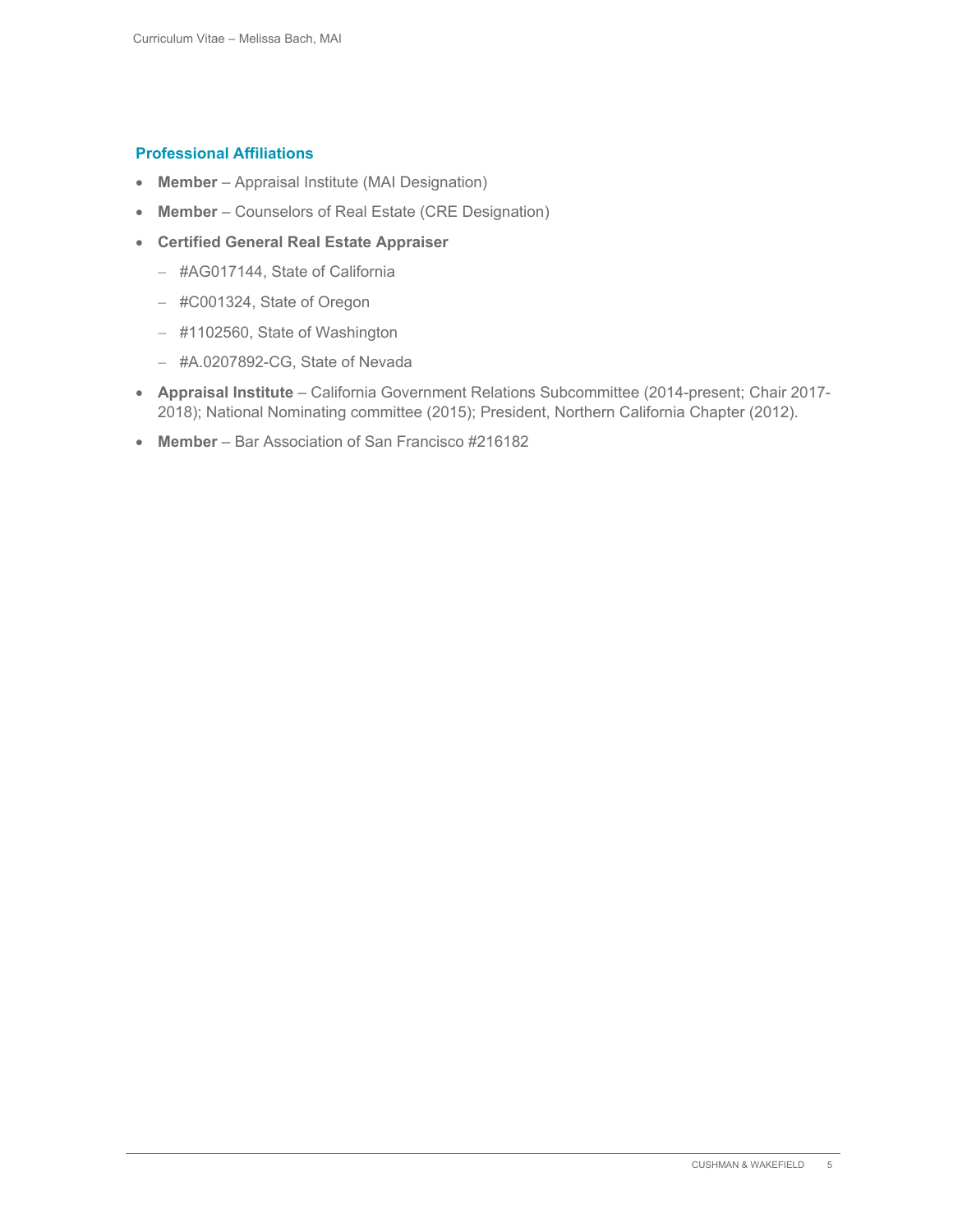## Professional Affiliations

- **Member** – Appraisal Institute (MAI Designation)
- **Member** – Counselors of Real Estate (CRE Designation)
- **Certified General Real Estate Appraiser**
  - #AG017144, State of California
  - #C001324, State of Oregon
  - #1102560, State of Washington
  - #A.0207892-CG, State of Nevada
- **Appraisal Institute** – California Government Relations Subcommittee (2014-present; Chair 2017-2018); National Nominating committee (2015); President, Northern California Chapter (2012).
- **Member** – Bar Association of San Francisco #216182